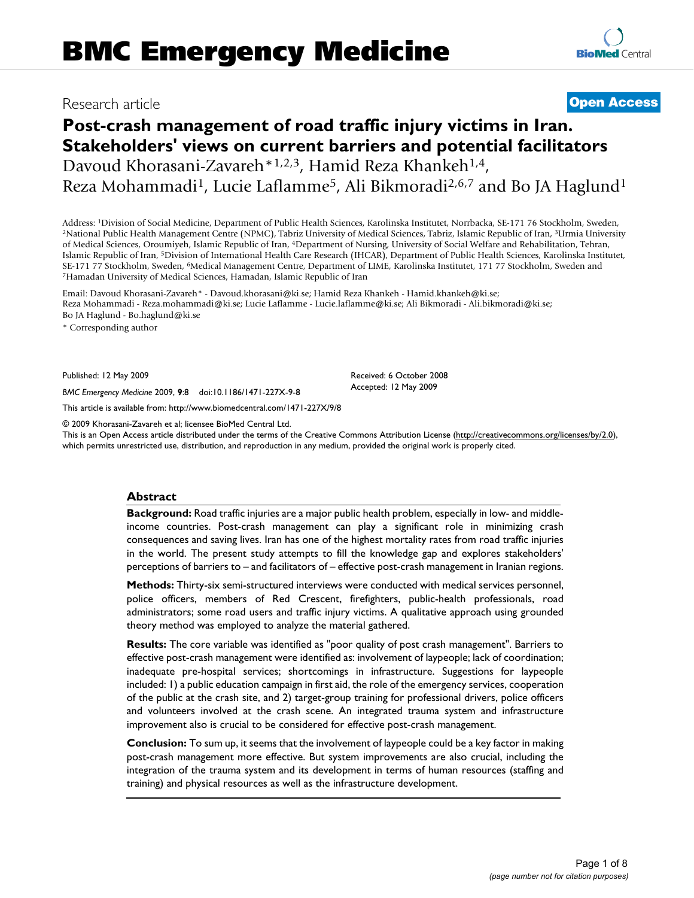BMC Emergency Medicine

Research article

**Open Access**

# Post-crash management of road traffic injury victims in Iran. Stakeholders' views on current barriers and potential facilitators

Davoud Khorasani-Zavareh*[1,2,3], Hamid Reza Khankeh[1,4], Reza Mohammadi[1], Lucie Laflamme[5], Ali Bikmoradi[2,6,7] and Bo JA Haglund[1]

Address: [1]Division of Social Medicine, Department of Public Health Sciences, Karolinska Institutet, Norrbacka, SE-171 76 Stockholm, Sweden, [2]National Public Health Management Centre (NPMC), Tabriz University of Medical Sciences, Tabriz, Islamic Republic of Iran, [3]Urmia University of Medical Sciences, Oroumiyeh, Islamic Republic of Iran, [4]Department of Nursing, University of Social Welfare and Rehabilitation, Tehran, Islamic Republic of Iran, [5]Division of International Health Care Research (IHCAR), Department of Public Health Sciences, Karolinska Institutet, SE-171 77 Stockholm, Sweden, [6]Medical Management Centre, Department of LIME, Karolinska Institutet, 171 77 Stockholm, Sweden and [7]Hamadan University of Medical Sciences, Hamadan, Islamic Republic of Iran

Email: Davoud Khorasani-Zavareh* - Davoud.khorasani@ki.se; Hamid Reza Khankeh - Hamid.khankeh@ki.se; Reza Mohammadi - Reza.mohammadi@ki.se; Lucie Laflamme - Lucie.laflamme@ki.se; Ali Bikmoradi - Ali.bikmoradi@ki.se; Bo JA Haglund - Bo.haglund@ki.se

* Corresponding author

Published: 12 May 2009

*BMC Emergency Medicine* 2009, **9**:8 doi:10.1186/1471-227X-9-8

Received: 6 October 2008
Accepted: 12 May 2009

This article is available from: http://www.biomedcentral.com/1471-227X/9/8

© 2009 Khorasani-Zavareh et al; licensee BioMed Central Ltd.

This is an Open Access article distributed under the terms of the Creative Commons Attribution License (http://creativecommons.org/licenses/by/2.0), which permits unrestricted use, distribution, and reproduction in any medium, provided the original work is properly cited.

## Abstract

**Background:** Road traffic injuries are a major public health problem, especially in low- and middle-income countries. Post-crash management can play a significant role in minimizing crash consequences and saving lives. Iran has one of the highest mortality rates from road traffic injuries in the world. The present study attempts to fill the knowledge gap and explores stakeholders' perceptions of barriers to – and facilitators of – effective post-crash management in Iranian regions.

**Methods:** Thirty-six semi-structured interviews were conducted with medical services personnel, police officers, members of Red Crescent, firefighters, public-health professionals, road administrators; some road users and traffic injury victims. A qualitative approach using grounded theory method was employed to analyze the material gathered.

**Results:** The core variable was identified as "poor quality of post crash management". Barriers to effective post-crash management were identified as: involvement of laypeople; lack of coordination; inadequate pre-hospital services; shortcomings in infrastructure. Suggestions for laypeople included: 1) a public education campaign in first aid, the role of the emergency services, cooperation of the public at the crash site, and 2) target-group training for professional drivers, police officers and volunteers involved at the crash scene. An integrated trauma system and infrastructure improvement also is crucial to be considered for effective post-crash management.

**Conclusion:** To sum up, it seems that the involvement of laypeople could be a key factor in making post-crash management more effective. But system improvements are also crucial, including the integration of the trauma system and its development in terms of human resources (staffing and training) and physical resources as well as the infrastructure development.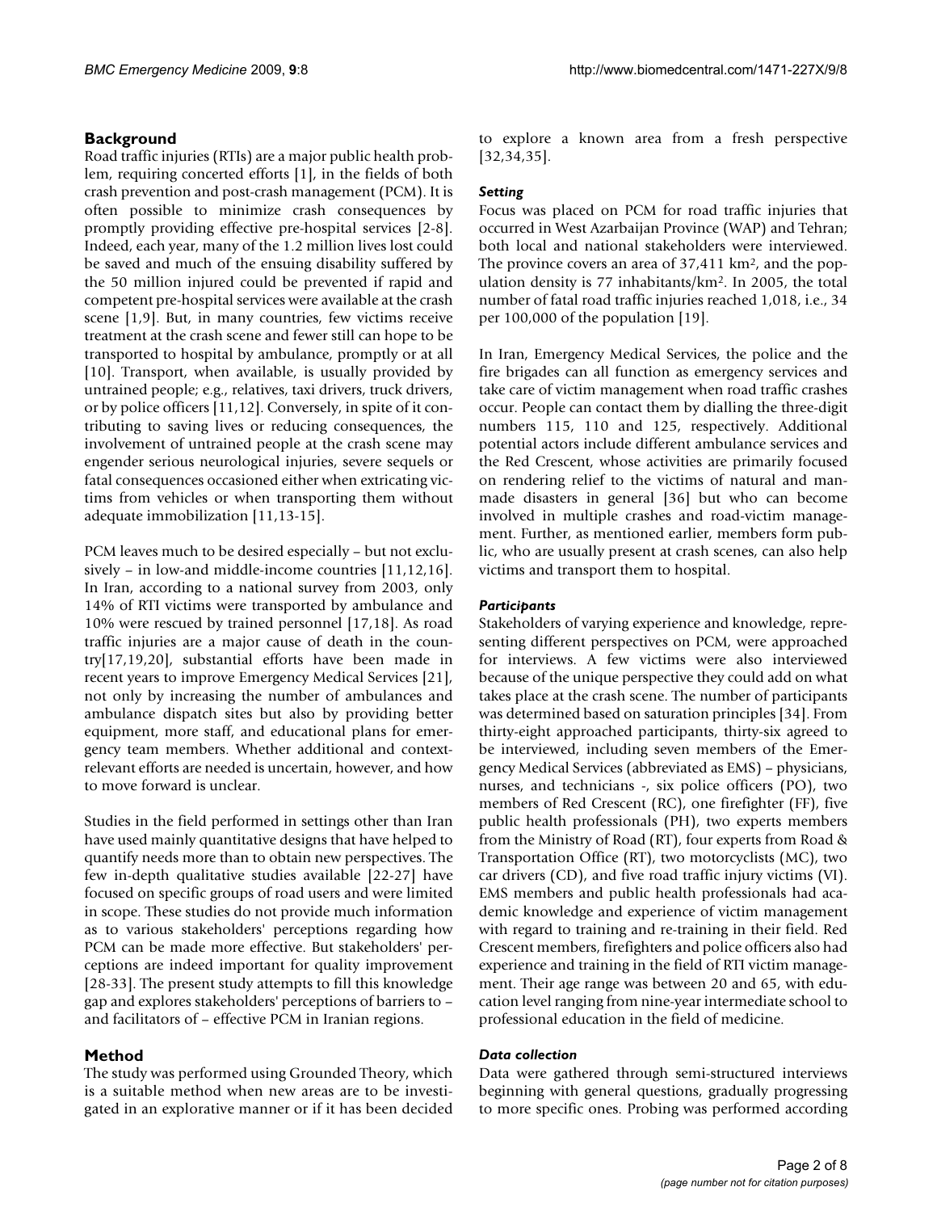## Background

Road traffic injuries (RTIs) are a major public health problem, requiring concerted efforts [1], in the fields of both crash prevention and post-crash management (PCM). It is often possible to minimize crash consequences by promptly providing effective pre-hospital services [2-8]. Indeed, each year, many of the 1.2 million lives lost could be saved and much of the ensuing disability suffered by the 50 million injured could be prevented if rapid and competent pre-hospital services were available at the crash scene [1,9]. But, in many countries, few victims receive treatment at the crash scene and fewer still can hope to be transported to hospital by ambulance, promptly or at all [10]. Transport, when available, is usually provided by untrained people; e.g., relatives, taxi drivers, truck drivers, or by police officers [11,12]. Conversely, in spite of it contributing to saving lives or reducing consequences, the involvement of untrained people at the crash scene may engender serious neurological injuries, severe sequels or fatal consequences occasioned either when extricating victims from vehicles or when transporting them without adequate immobilization [11,13-15].

PCM leaves much to be desired especially – but not exclusively – in low-and middle-income countries [11,12,16]. In Iran, according to a national survey from 2003, only 14% of RTI victims were transported by ambulance and 10% were rescued by trained personnel [17,18]. As road traffic injuries are a major cause of death in the country[17,19,20], substantial efforts have been made in recent years to improve Emergency Medical Services [21], not only by increasing the number of ambulances and ambulance dispatch sites but also by providing better equipment, more staff, and educational plans for emergency team members. Whether additional and context-relevant efforts are needed is uncertain, however, and how to move forward is unclear.

Studies in the field performed in settings other than Iran have used mainly quantitative designs that have helped to quantify needs more than to obtain new perspectives. The few in-depth qualitative studies available [22-27] have focused on specific groups of road users and were limited in scope. These studies do not provide much information as to various stakeholders' perceptions regarding how PCM can be made more effective. But stakeholders' perceptions are indeed important for quality improvement [28-33]. The present study attempts to fill this knowledge gap and explores stakeholders' perceptions of barriers to – and facilitators of – effective PCM in Iranian regions.

## Method

The study was performed using Grounded Theory, which is a suitable method when new areas are to be investigated in an explorative manner or if it has been decided to explore a known area from a fresh perspective [32,34,35].

### *Setting*

Focus was placed on PCM for road traffic injuries that occurred in West Azarbaijan Province (WAP) and Tehran; both local and national stakeholders were interviewed. The province covers an area of 37,411 km$^2$, and the population density is 77 inhabitants/km$^2$. In 2005, the total number of fatal road traffic injuries reached 1,018, i.e., 34 per 100,000 of the population [19].

In Iran, Emergency Medical Services, the police and the fire brigades can all function as emergency services and take care of victim management when road traffic crashes occur. People can contact them by dialling the three-digit numbers 115, 110 and 125, respectively. Additional potential actors include different ambulance services and the Red Crescent, whose activities are primarily focused on rendering relief to the victims of natural and man-made disasters in general [36] but who can become involved in multiple crashes and road-victim management. Further, as mentioned earlier, members form public, who are usually present at crash scenes, can also help victims and transport them to hospital.

### *Participants*

Stakeholders of varying experience and knowledge, representing different perspectives on PCM, were approached for interviews. A few victims were also interviewed because of the unique perspective they could add on what takes place at the crash scene. The number of participants was determined based on saturation principles [34]. From thirty-eight approached participants, thirty-six agreed to be interviewed, including seven members of the Emergency Medical Services (abbreviated as EMS) – physicians, nurses, and technicians -, six police officers (PO), two members of Red Crescent (RC), one firefighter (FF), five public health professionals (PH), two experts members from the Ministry of Road (RT), four experts from Road & Transportation Office (RT), two motorcyclists (MC), two car drivers (CD), and five road traffic injury victims (VI). EMS members and public health professionals had academic knowledge and experience of victim management with regard to training and re-training in their field. Red Crescent members, firefighters and police officers also had experience and training in the field of RTI victim management. Their age range was between 20 and 65, with education level ranging from nine-year intermediate school to professional education in the field of medicine.

### *Data collection*

Data were gathered through semi-structured interviews beginning with general questions, gradually progressing to more specific ones. Probing was performed according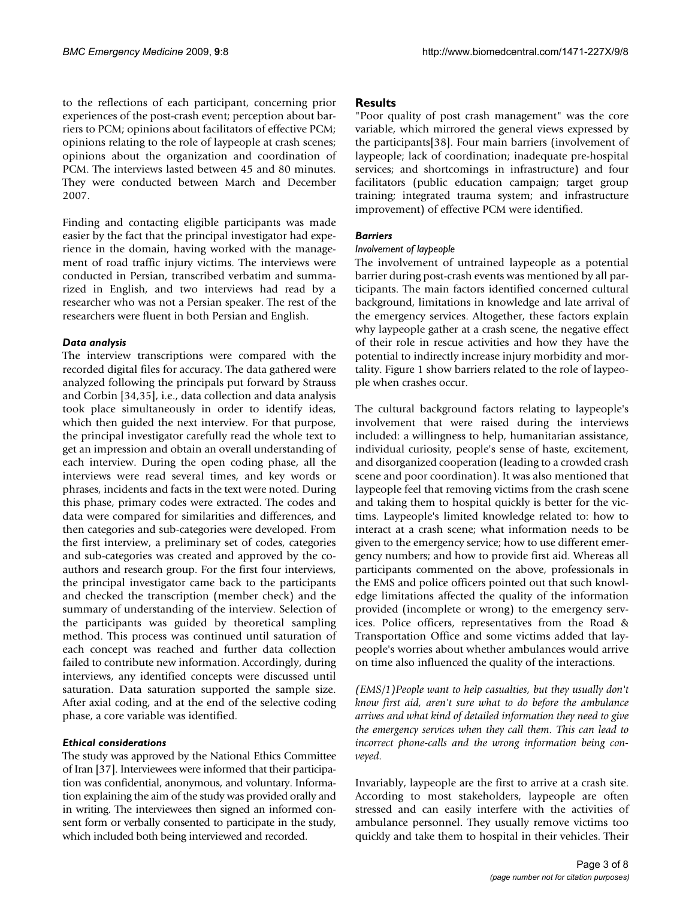to the reflections of each participant, concerning prior experiences of the post-crash event; perception about barriers to PCM; opinions about facilitators of effective PCM; opinions relating to the role of laypeople at crash scenes; opinions about the organization and coordination of PCM. The interviews lasted between 45 and 80 minutes. They were conducted between March and December 2007.

Finding and contacting eligible participants was made easier by the fact that the principal investigator had experience in the domain, having worked with the management of road traffic injury victims. The interviews were conducted in Persian, transcribed verbatim and summarized in English, and two interviews had read by a researcher who was not a Persian speaker. The rest of the researchers were fluent in both Persian and English.

### Data analysis

The interview transcriptions were compared with the recorded digital files for accuracy. The data gathered were analyzed following the principals put forward by Strauss and Corbin [34,35], i.e., data collection and data analysis took place simultaneously in order to identify ideas, which then guided the next interview. For that purpose, the principal investigator carefully read the whole text to get an impression and obtain an overall understanding of each interview. During the open coding phase, all the interviews were read several times, and key words or phrases, incidents and facts in the text were noted. During this phase, primary codes were extracted. The codes and data were compared for similarities and differences, and then categories and sub-categories were developed. From the first interview, a preliminary set of codes, categories and sub-categories was created and approved by the co-authors and research group. For the first four interviews, the principal investigator came back to the participants and checked the transcription (member check) and the summary of understanding of the interview. Selection of the participants was guided by theoretical sampling method. This process was continued until saturation of each concept was reached and further data collection failed to contribute new information. Accordingly, during interviews, any identified concepts were discussed until saturation. Data saturation supported the sample size. After axial coding, and at the end of the selective coding phase, a core variable was identified.

### Ethical considerations

The study was approved by the National Ethics Committee of Iran [37]. Interviewees were informed that their participation was confidential, anonymous, and voluntary. Information explaining the aim of the study was provided orally and in writing. The interviewees then signed an informed consent form or verbally consented to participate in the study, which included both being interviewed and recorded.

## Results

"Poor quality of post crash management" was the core variable, which mirrored the general views expressed by the participants[38]. Four main barriers (involvement of laypeople; lack of coordination; inadequate pre-hospital services; and shortcomings in infrastructure) and four facilitators (public education campaign; target group training; integrated trauma system; and infrastructure improvement) of effective PCM were identified.

### Barriers

#### Involvement of laypeople

The involvement of untrained laypeople as a potential barrier during post-crash events was mentioned by all participants. The main factors identified concerned cultural background, limitations in knowledge and late arrival of the emergency services. Altogether, these factors explain why laypeople gather at a crash scene, the negative effect of their role in rescue activities and how they have the potential to indirectly increase injury morbidity and mortality. Figure 1 show barriers related to the role of laypeople when crashes occur.

The cultural background factors relating to laypeople's involvement that were raised during the interviews included: a willingness to help, humanitarian assistance, individual curiosity, people's sense of haste, excitement, and disorganized cooperation (leading to a crowded crash scene and poor coordination). It was also mentioned that laypeople feel that removing victims from the crash scene and taking them to hospital quickly is better for the victims. Laypeople's limited knowledge related to: how to interact at a crash scene; what information needs to be given to the emergency service; how to use different emergency numbers; and how to provide first aid. Whereas all participants commented on the above, professionals in the EMS and police officers pointed out that such knowledge limitations affected the quality of the information provided (incomplete or wrong) to the emergency services. Police officers, representatives from the Road & Transportation Office and some victims added that laypeople's worries about whether ambulances would arrive on time also influenced the quality of the interactions.

*(EMS/1)People want to help casualties, but they usually don't know first aid, aren't sure what to do before the ambulance arrives and what kind of detailed information they need to give the emergency services when they call them. This can lead to incorrect phone-calls and the wrong information being conveyed.*

Invariably, laypeople are the first to arrive at a crash site. According to most stakeholders, laypeople are often stressed and can easily interfere with the activities of ambulance personnel. They usually remove victims too quickly and take them to hospital in their vehicles. Their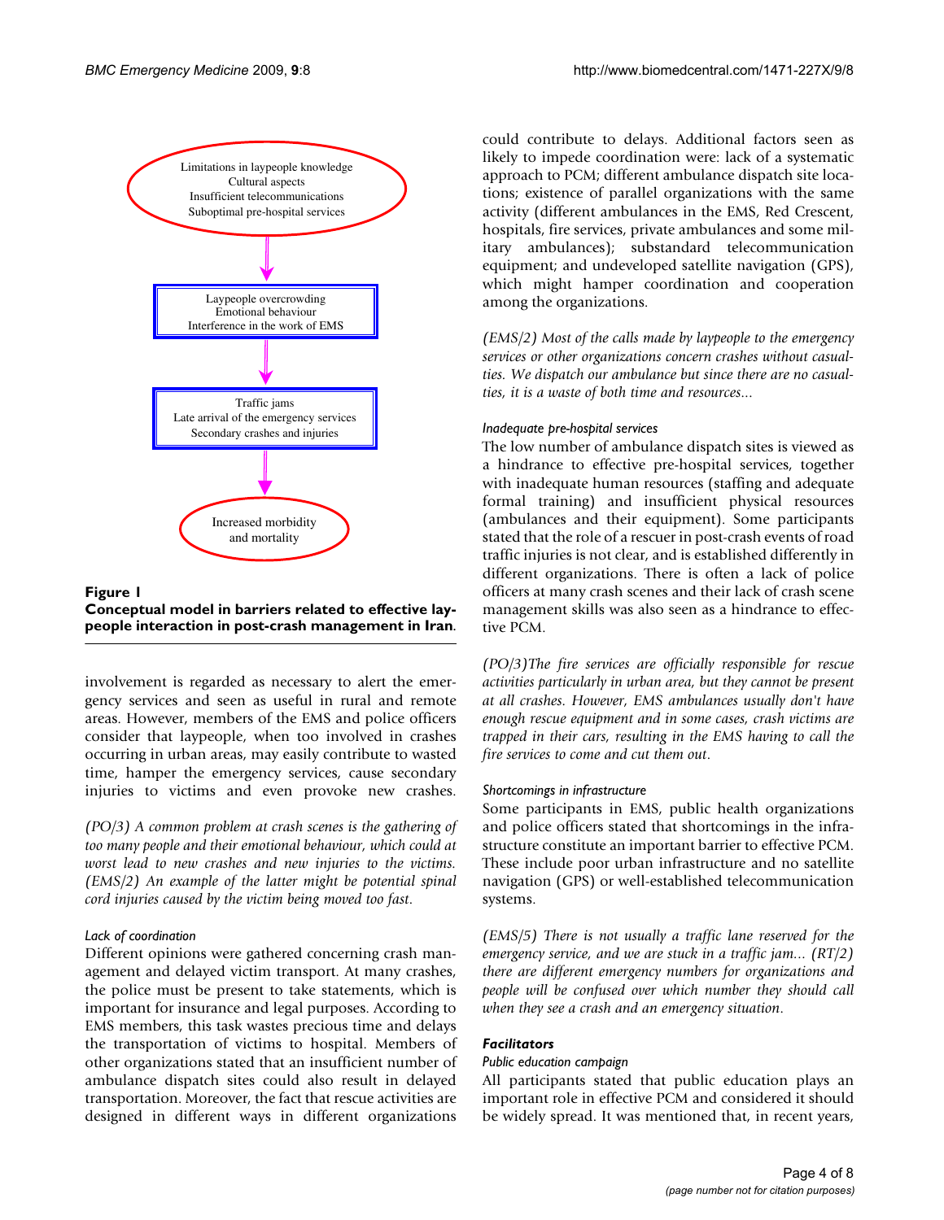Limitations in laypeople knowledge
Cultural aspects
Insufficient telecommunications
Suboptimal pre-hospital services

Laypeople overcrowding
Emotional behaviour
Interference in the work of EMS

Traffic jams
Late arrival of the emergency services
Secondary crashes and injuries

Increased morbidity
and mortality

**Figure 1**
**Conceptual model in barriers related to effective laypeople interaction in post-crash management in Iran.**

involvement is regarded as necessary to alert the emergency services and seen as useful in rural and remote areas. However, members of the EMS and police officers consider that laypeople, when too involved in crashes occurring in urban areas, may easily contribute to wasted time, hamper the emergency services, cause secondary injuries to victims and even provoke new crashes.

*(PO/3) A common problem at crash scenes is the gathering of too many people and their emotional behaviour, which could at worst lead to new crashes and new injuries to the victims. (EMS/2) An example of the latter might be potential spinal cord injuries caused by the victim being moved too fast.*

#### *Lack of coordination*

Different opinions were gathered concerning crash management and delayed victim transport. At many crashes, the police must be present to take statements, which is important for insurance and legal purposes. According to EMS members, this task wastes precious time and delays the transportation of victims to hospital. Members of other organizations stated that an insufficient number of ambulance dispatch sites could also result in delayed transportation. Moreover, the fact that rescue activities are designed in different ways in different organizations could contribute to delays. Additional factors seen as likely to impede coordination were: lack of a systematic approach to PCM; different ambulance dispatch site locations; existence of parallel organizations with the same activity (different ambulances in the EMS, Red Crescent, hospitals, fire services, private ambulances and some military ambulances); substandard telecommunication equipment; and undeveloped satellite navigation (GPS), which might hamper coordination and cooperation among the organizations.

*(EMS/2) Most of the calls made by laypeople to the emergency services or other organizations concern crashes without casualties. We dispatch our ambulance but since there are no casualties, it is a waste of both time and resources...*

#### *Inadequate pre-hospital services*

The low number of ambulance dispatch sites is viewed as a hindrance to effective pre-hospital services, together with inadequate human resources (staffing and adequate formal training) and insufficient physical resources (ambulances and their equipment). Some participants stated that the role of a rescuer in post-crash events of road traffic injuries is not clear, and is established differently in different organizations. There is often a lack of police officers at many crash scenes and their lack of crash scene management skills was also seen as a hindrance to effective PCM.

*(PO/3)The fire services are officially responsible for rescue activities particularly in urban area, but they cannot be present at all crashes. However, EMS ambulances usually don't have enough rescue equipment and in some cases, crash victims are trapped in their cars, resulting in the EMS having to call the fire services to come and cut them out.*

#### *Shortcomings in infrastructure*

Some participants in EMS, public health organizations and police officers stated that shortcomings in the infrastructure constitute an important barrier to effective PCM. These include poor urban infrastructure and no satellite navigation (GPS) or well-established telecommunication systems.

*(EMS/5) There is not usually a traffic lane reserved for the emergency service, and we are stuck in a traffic jam... (RT/2) there are different emergency numbers for organizations and people will be confused over which number they should call when they see a crash and an emergency situation.*

### **Facilitators**

#### *Public education campaign*

All participants stated that public education plays an important role in effective PCM and considered it should be widely spread. It was mentioned that, in recent years,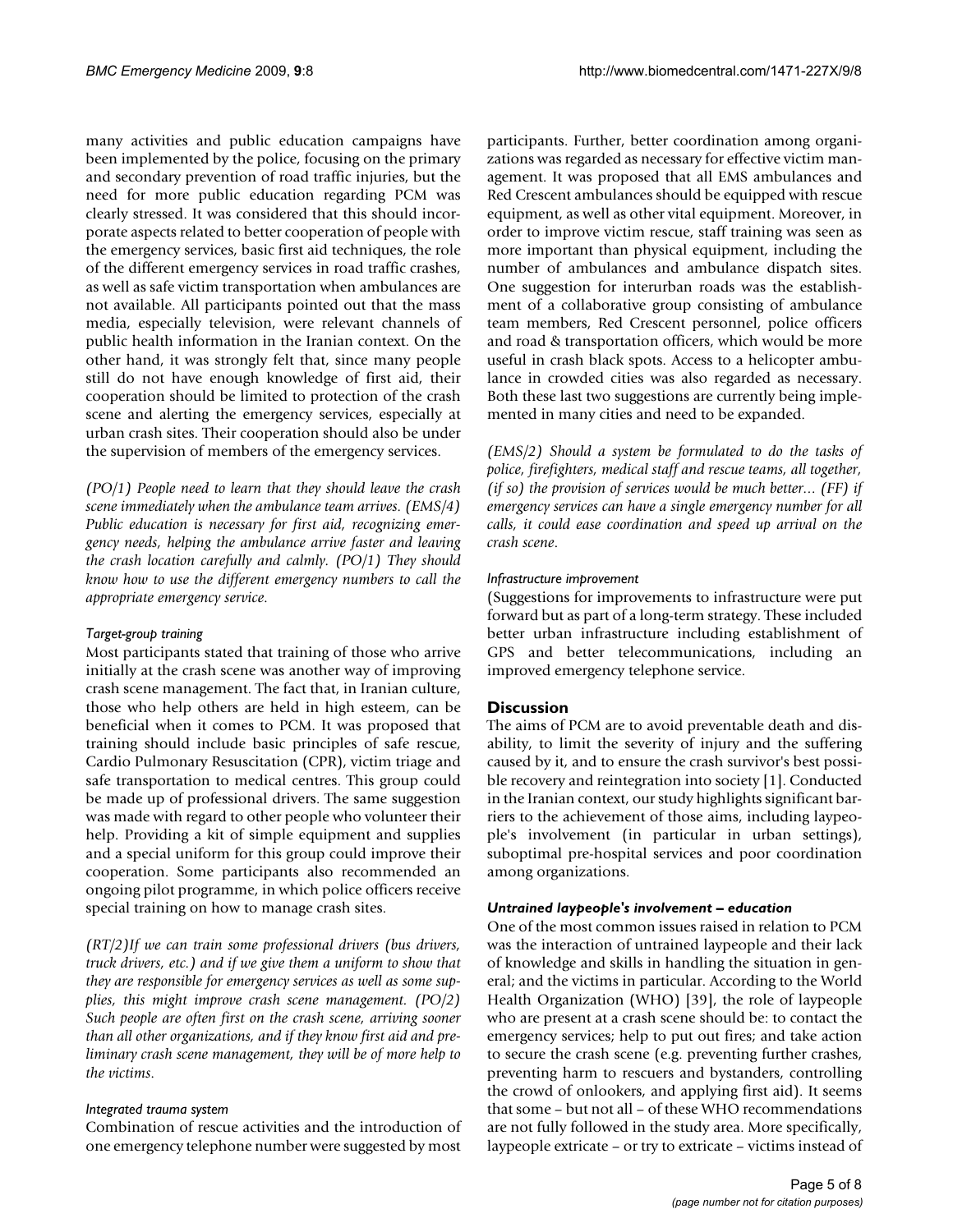many activities and public education campaigns have been implemented by the police, focusing on the primary and secondary prevention of road traffic injuries, but the need for more public education regarding PCM was clearly stressed. It was considered that this should incorporate aspects related to better cooperation of people with the emergency services, basic first aid techniques, the role of the different emergency services in road traffic crashes, as well as safe victim transportation when ambulances are not available. All participants pointed out that the mass media, especially television, were relevant channels of public health information in the Iranian context. On the other hand, it was strongly felt that, since many people still do not have enough knowledge of first aid, their cooperation should be limited to protection of the crash scene and alerting the emergency services, especially at urban crash sites. Their cooperation should also be under the supervision of members of the emergency services.

*(PO/1) People need to learn that they should leave the crash scene immediately when the ambulance team arrives. (EMS/4) Public education is necessary for first aid, recognizing emergency needs, helping the ambulance arrive faster and leaving the crash location carefully and calmly. (PO/1) They should know how to use the different emergency numbers to call the appropriate emergency service.*

#### Target-group training

Most participants stated that training of those who arrive initially at the crash scene was another way of improving crash scene management. The fact that, in Iranian culture, those who help others are held in high esteem, can be beneficial when it comes to PCM. It was proposed that training should include basic principles of safe rescue, Cardio Pulmonary Resuscitation (CPR), victim triage and safe transportation to medical centres. This group could be made up of professional drivers. The same suggestion was made with regard to other people who volunteer their help. Providing a kit of simple equipment and supplies and a special uniform for this group could improve their cooperation. Some participants also recommended an ongoing pilot programme, in which police officers receive special training on how to manage crash sites.

*(RT/2)If we can train some professional drivers (bus drivers, truck drivers, etc.) and if we give them a uniform to show that they are responsible for emergency services as well as some supplies, this might improve crash scene management. (PO/2) Such people are often first on the crash scene, arriving sooner than all other organizations, and if they know first aid and preliminary crash scene management, they will be of more help to the victims.*

#### Integrated trauma system

Combination of rescue activities and the introduction of one emergency telephone number were suggested by most participants. Further, better coordination among organizations was regarded as necessary for effective victim management. It was proposed that all EMS ambulances and Red Crescent ambulances should be equipped with rescue equipment, as well as other vital equipment. Moreover, in order to improve victim rescue, staff training was seen as more important than physical equipment, including the number of ambulances and ambulance dispatch sites. One suggestion for interurban roads was the establishment of a collaborative group consisting of ambulance team members, Red Crescent personnel, police officers and road & transportation officers, which would be more useful in crash black spots. Access to a helicopter ambulance in crowded cities was also regarded as necessary. Both these last two suggestions are currently being implemented in many cities and need to be expanded.

*(EMS/2) Should a system be formulated to do the tasks of police, firefighters, medical staff and rescue teams, all together, (if so) the provision of services would be much better... (FF) if emergency services can have a single emergency number for all calls, it could ease coordination and speed up arrival on the crash scene.*

#### Infrastructure improvement

(Suggestions for improvements to infrastructure were put forward but as part of a long-term strategy. These included better urban infrastructure including establishment of GPS and better telecommunications, including an improved emergency telephone service.

## Discussion

The aims of PCM are to avoid preventable death and disability, to limit the severity of injury and the suffering caused by it, and to ensure the crash survivor's best possible recovery and reintegration into society [1]. Conducted in the Iranian context, our study highlights significant barriers to the achievement of those aims, including laypeople's involvement (in particular in urban settings), suboptimal pre-hospital services and poor coordination among organizations.

### Untrained laypeople's involvement – education

One of the most common issues raised in relation to PCM was the interaction of untrained laypeople and their lack of knowledge and skills in handling the situation in general; and the victims in particular. According to the World Health Organization (WHO) [39], the role of laypeople who are present at a crash scene should be: to contact the emergency services; help to put out fires; and take action to secure the crash scene (e.g. preventing further crashes, preventing harm to rescuers and bystanders, controlling the crowd of onlookers, and applying first aid). It seems that some – but not all – of these WHO recommendations are not fully followed in the study area. More specifically, laypeople extricate – or try to extricate – victims instead of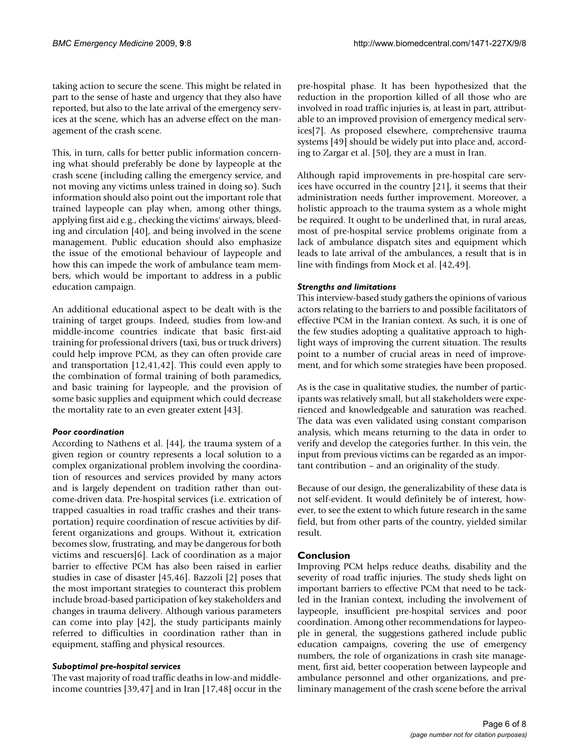taking action to secure the scene. This might be related in part to the sense of haste and urgency that they also have reported, but also to the late arrival of the emergency services at the scene, which has an adverse effect on the management of the crash scene.

This, in turn, calls for better public information concerning what should preferably be done by laypeople at the crash scene (including calling the emergency service, and not moving any victims unless trained in doing so). Such information should also point out the important role that trained laypeople can play when, among other things, applying first aid e.g., checking the victims' airways, bleeding and circulation [40], and being involved in the scene management. Public education should also emphasize the issue of the emotional behaviour of laypeople and how this can impede the work of ambulance team members, which would be important to address in a public education campaign.

An additional educational aspect to be dealt with is the training of target groups. Indeed, studies from low-and middle-income countries indicate that basic first-aid training for professional drivers (taxi, bus or truck drivers) could help improve PCM, as they can often provide care and transportation [12,41,42]. This could even apply to the combination of formal training of both paramedics, and basic training for laypeople, and the provision of some basic supplies and equipment which could decrease the mortality rate to an even greater extent [43].

### *Poor coordination*

According to Nathens et al. [44], the trauma system of a given region or country represents a local solution to a complex organizational problem involving the coordination of resources and services provided by many actors and is largely dependent on tradition rather than outcome-driven data. Pre-hospital services (i.e. extrication of trapped casualties in road traffic crashes and their transportation) require coordination of rescue activities by different organizations and groups. Without it, extrication becomes slow, frustrating, and may be dangerous for both victims and rescuers[6]. Lack of coordination as a major barrier to effective PCM has also been raised in earlier studies in case of disaster [45,46]. Bazzoli [2] poses that the most important strategies to counteract this problem include broad-based participation of key stakeholders and changes in trauma delivery. Although various parameters can come into play [42], the study participants mainly referred to difficulties in coordination rather than in equipment, staffing and physical resources.

### *Suboptimal pre-hospital services*

The vast majority of road traffic deaths in low-and middle-income countries [39,47] and in Iran [17,48] occur in the pre-hospital phase. It has been hypothesized that the reduction in the proportion killed of all those who are involved in road traffic injuries is, at least in part, attributable to an improved provision of emergency medical services[7]. As proposed elsewhere, comprehensive trauma systems [49] should be widely put into place and, according to Zargar et al. [50], they are a must in Iran.

Although rapid improvements in pre-hospital care services have occurred in the country [21], it seems that their administration needs further improvement. Moreover, a holistic approach to the trauma system as a whole might be required. It ought to be underlined that, in rural areas, most of pre-hospital service problems originate from a lack of ambulance dispatch sites and equipment which leads to late arrival of the ambulances, a result that is in line with findings from Mock et al. [42,49].

### *Strengths and limitations*

This interview-based study gathers the opinions of various actors relating to the barriers to and possible facilitators of effective PCM in the Iranian context. As such, it is one of the few studies adopting a qualitative approach to highlight ways of improving the current situation. The results point to a number of crucial areas in need of improvement, and for which some strategies have been proposed.

As is the case in qualitative studies, the number of participants was relatively small, but all stakeholders were experienced and knowledgeable and saturation was reached. The data was even validated using constant comparison analysis, which means returning to the data in order to verify and develop the categories further. In this vein, the input from previous victims can be regarded as an important contribution – and an originality of the study.

Because of our design, the generalizability of these data is not self-evident. It would definitely be of interest, however, to see the extent to which future research in the same field, but from other parts of the country, yielded similar result.

## Conclusion

Improving PCM helps reduce deaths, disability and the severity of road traffic injuries. The study sheds light on important barriers to effective PCM that need to be tackled in the Iranian context, including the involvement of laypeople, insufficient pre-hospital services and poor coordination. Among other recommendations for laypeople in general, the suggestions gathered include public education campaigns, covering the use of emergency numbers, the role of organizations in crash site management, first aid, better cooperation between laypeople and ambulance personnel and other organizations, and preliminary management of the crash scene before the arrival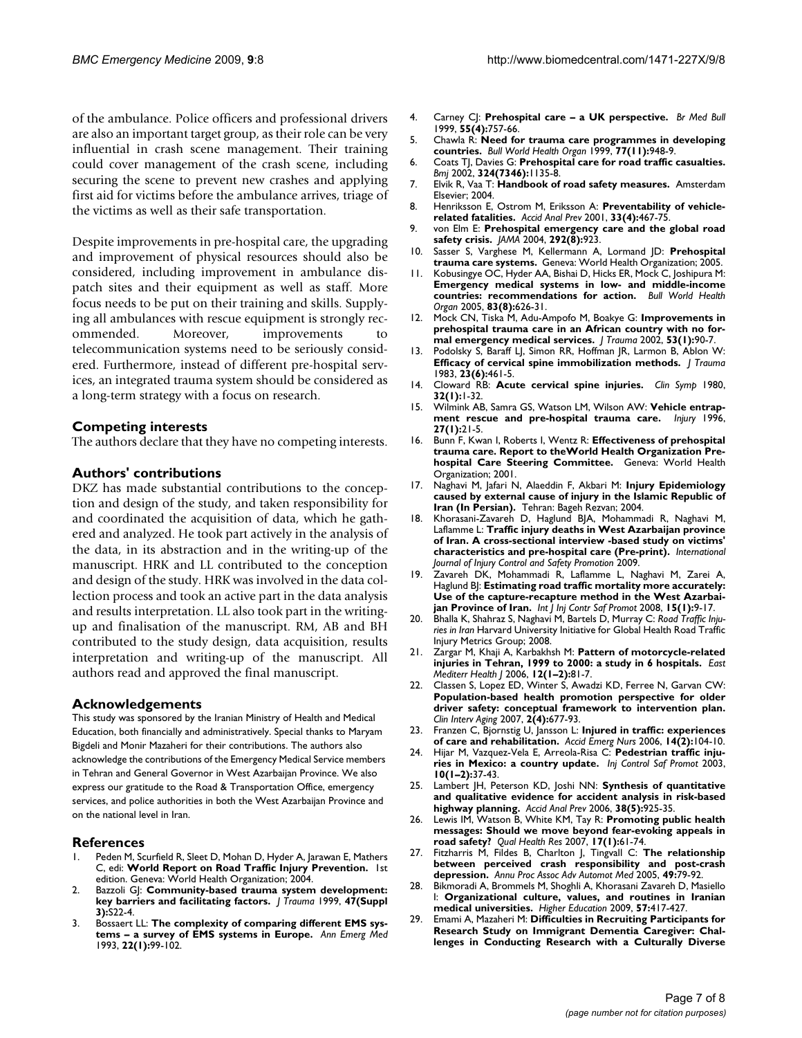of the ambulance. Police officers and professional drivers are also an important target group, as their role can be very influential in crash scene management. Their training could cover management of the crash scene, including securing the scene to prevent new crashes and applying first aid for victims before the ambulance arrives, triage of the victims as well as their safe transportation.

Despite improvements in pre-hospital care, the upgrading and improvement of physical resources should also be considered, including improvement in ambulance dispatch sites and their equipment as well as staff. More focus needs to be put on their training and skills. Supplying all ambulances with rescue equipment is strongly recommended. Moreover, improvements to telecommunication systems need to be seriously considered. Furthermore, instead of different pre-hospital services, an integrated trauma system should be considered as a long-term strategy with a focus on research.

## Competing interests

The authors declare that they have no competing interests.

## Authors' contributions

DKZ has made substantial contributions to the conception and design of the study, and taken responsibility for and coordinated the acquisition of data, which he gathered and analyzed. He took part actively in the analysis of the data, in its abstraction and in the writing-up of the manuscript. HRK and LL contributed to the conception and design of the study. HRK was involved in the data collection process and took an active part in the data analysis and results interpretation. LL also took part in the writing-up and finalisation of the manuscript. RM, AB and BH contributed to the study design, data acquisition, results interpretation and writing-up of the manuscript. All authors read and approved the final manuscript.

## Acknowledgements

This study was sponsored by the Iranian Ministry of Health and Medical Education, both financially and administratively. Special thanks to Maryam Bigdeli and Monir Mazaheri for their contributions. The authors also acknowledge the contributions of the Emergency Medical Service members in Tehran and General Governor in West Azarbaijan Province. We also express our gratitude to the Road & Transportation Office, emergency services, and police authorities in both the West Azarbaijan Province and on the national level in Iran.

## References

1. Peden M, Scurfield R, Sleet D, Mohan D, Hyder A, Jarawan E, Mathers C, edi: **World Report on Road Traffic Injury Prevention.** 1st edition. Geneva: World Health Organization; 2004.
2. Bazzoli GJ: **Community-based trauma system development: key barriers and facilitating factors.** *J Trauma* 1999, **47(Suppl 3):**S22-4.
3. Bossaert LL: **The complexity of comparing different EMS systems – a survey of EMS systems in Europe.** *Ann Emerg Med* 1993, **22(1):**99-102.
4. Carney CJ: **Prehospital care – a UK perspective.** *Br Med Bull* 1999, **55(4):**757-66.
5. Chawla R: **Need for trauma care programmes in developing countries.** *Bull World Health Organ* 1999, **77(11):**948-9.
6. Coats TJ, Davies G: **Prehospital care for road traffic casualties.** *Bmj* 2002, **324(7346):**1135-8.
7. Elvik R, Vaa T: **Handbook of road safety measures.** Amsterdam Elsevier; 2004.
8. Henriksson E, Ostrom M, Eriksson A: **Preventability of vehicle-related fatalities.** *Accid Anal Prev* 2001, **33(4):**467-75.
9. von Elm E: **Prehospital emergency care and the global road safety crisis.** *JAMA* 2004, **292(8):**923.
10. Sasser S, Varghese M, Kellermann A, Lormand JD: **Prehospital trauma care systems.** Geneva: World Health Organization; 2005.
11. Kobusingye OC, Hyder AA, Bishai D, Hicks ER, Mock C, Joshipura M: **Emergency medical systems in low- and middle-income countries: recommendations for action.** *Bull World Health Organ* 2005, **83(8):**626-31.
12. Mock CN, Tiska M, Adu-Ampofo M, Boakye G: **Improvements in prehospital trauma care in an African country with no formal emergency medical services.** *J Trauma* 2002, **53(1):**90-7.
13. Podolsky S, Baraff LJ, Simon RR, Hoffman JR, Larmon B, Ablon W: **Efficacy of cervical spine immobilization methods.** *J Trauma* 1983, **23(6):**461-5.
14. Cloward RB: **Acute cervical spine injuries.** *Clin Symp* 1980, **32(1):**1-32.
15. Wilmink AB, Samra GS, Watson LM, Wilson AW: **Vehicle entrapment rescue and pre-hospital trauma care.** *Injury* 1996, **27(1):**21-5.
16. Bunn F, Kwan I, Roberts I, Wentz R: **Effectiveness of prehospital trauma care. Report to theWorld Health Organization Pre-hospital Care Steering Committee.** Geneva: World Health Organization; 2001.
17. Naghavi M, Jafari N, Alaeddin F, Akbari M: **Injury Epidemiology caused by external cause of injury in the Islamic Republic of Iran (In Persian).** Tehran: Bageh Rezvan; 2004.
18. Khorasani-Zavareh D, Haglund BJA, Mohammadi R, Naghavi M, Laflamme L: **Traffic injury deaths in West Azarbaijan province of Iran. A cross-sectional interview -based study on victims' characteristics and pre-hospital care (Pre-print).** *International Journal of Injury Control and Safety Promotion* 2009.
19. Zavareh DK, Mohammadi R, Laflamme L, Naghavi M, Zarei A, Haglund BJ: **Estimating road traffic mortality more accurately: Use of the capture-recapture method in the West Azarbaijan Province of Iran.** *Int J Inj Contr Saf Promot* 2008, **15(1):**9-17.
20. Bhalla K, Shahraz S, Naghavi M, Bartels D, Murray C: *Road Traffic Injuries in Iran* Harvard University Initiative for Global Health Road Traffic Injury Metrics Group; 2008.
21. Zargar M, Khaji A, Karbakhsh M: **Pattern of motorcycle-related injuries in Tehran, 1999 to 2000: a study in 6 hospitals.** *East Mediterr Health J* 2006, **12(1–2):**81-7.
22. Classen S, Lopez ED, Winter S, Awadzi KD, Ferree N, Garvan CW: **Population-based health promotion perspective for older driver safety: conceptual framework to intervention plan.** *Clin Interv Aging* 2007, **2(4):**677-93.
23. Franzen C, Bjornstig U, Jansson L: **Injured in traffic: experiences of care and rehabilitation.** *Accid Emerg Nurs* 2006, **14(2):**104-10.
24. Hijar M, Vazquez-Vela E, Arreola-Risa C: **Pedestrian traffic injuries in Mexico: a country update.** *Inj Control Saf Promot* 2003, **10(1–2):**37-43.
25. Lambert JH, Peterson KD, Joshi NN: **Synthesis of quantitative and qualitative evidence for accident analysis in risk-based highway planning.** *Accid Anal Prev* 2006, **38(5):**925-35.
26. Lewis IM, Watson B, White KM, Tay R: **Promoting public health messages: Should we move beyond fear-evoking appeals in road safety?** *Qual Health Res* 2007, **17(1):**61-74.
27. Fitzharris M, Fildes B, Charlton J, Tingvall C: **The relationship between perceived crash responsibility and post-crash depression.** *Annu Proc Assoc Adv Automot Med* 2005, **49:**79-92.
28. Bikmoradi A, Brommels M, Shoghli A, Khorasani Zavareh D, Masiello I: **Organizational culture, values, and routines in Iranian medical universities.** *Higher Education* 2009, **57:**417-427.
29. Emami A, Mazaheri M: **Difficulties in Recruiting Participants for Research Study on Immigrant Dementia Caregiver: Challenges in Conducting Research with a Culturally Diverse**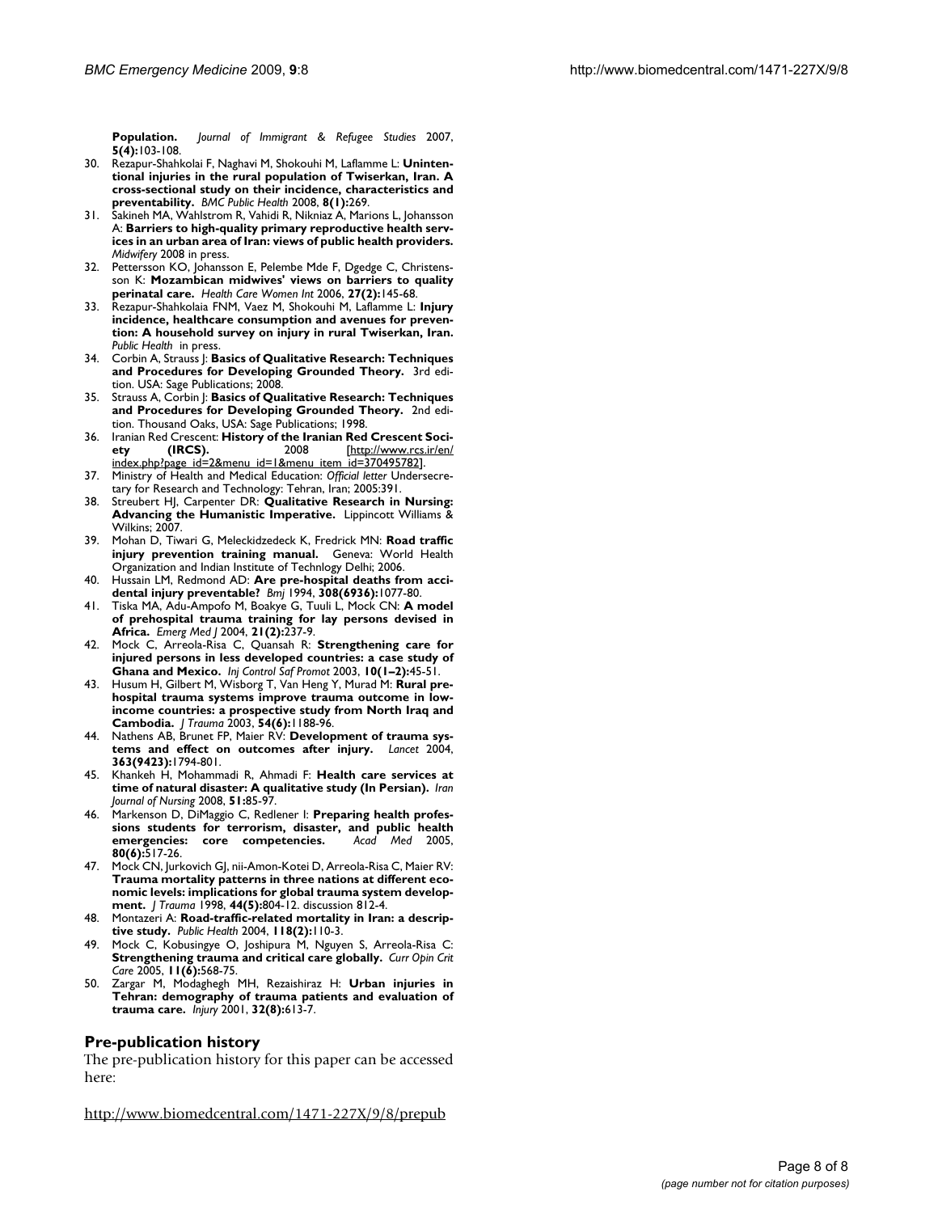**Population.** *Journal of Immigrant & Refugee Studies* 2007, **5(4):**103-108.

30. Rezapur-Shahkolai F, Naghavi M, Shokouhi M, Laflamme L: **Unintentional injuries in the rural population of Twiserkan, Iran. A cross-sectional study on their incidence, characteristics and preventability.** *BMC Public Health* 2008, **8(1):**269.
31. Sakineh MA, Wahlstrom R, Vahidi R, Nikniaz A, Marions L, Johansson A: **Barriers to high-quality primary reproductive health services in an urban area of Iran: views of public health providers.** *Midwifery* 2008 in press.
32. Pettersson KO, Johansson E, Pelembe Mde F, Dgedge C, Christensson K: **Mozambican midwives' views on barriers to quality perinatal care.** *Health Care Women Int* 2006, **27(2):**145-68.
33. Rezapur-Shahkolaia FNM, Vaez M, Shokouhi M, Laflamme L: **Injury incidence, healthcare consumption and avenues for prevention: A household survey on injury in rural Twiserkan, Iran.** *Public Health* in press.
34. Corbin A, Strauss J: **Basics of Qualitative Research: Techniques and Procedures for Developing Grounded Theory.** 3rd edition. USA: Sage Publications; 2008.
35. Strauss A, Corbin J: **Basics of Qualitative Research: Techniques and Procedures for Developing Grounded Theory.** 2nd edition. Thousand Oaks, USA: Sage Publications; 1998.
36. Iranian Red Crescent: **History of the Iranian Red Crescent Society (IRCS).** 2008 [http://www.rcs.ir/en/index.php?page_id=2&menu_id=1&menu_item_id=370495782].
37. Ministry of Health and Medical Education: *Official letter* Undersecretary for Research and Technology: Tehran, Iran; 2005:391.
38. Streubert HJ, Carpenter DR: **Qualitative Research in Nursing: Advancing the Humanistic Imperative.** Lippincott Williams & Wilkins; 2007.
39. Mohan D, Tiwari G, Meleckidzedeck K, Fredrick MN: **Road traffic injury prevention training manual.** Geneva: World Health Organization and Indian Institute of Technlogy Delhi; 2006.
40. Hussain LM, Redmond AD: **Are pre-hospital deaths from accidental injury preventable?** *Bmj* 1994, **308(6936):**1077-80.
41. Tiska MA, Adu-Ampofo M, Boakye G, Tuuli L, Mock CN: **A model of prehospital trauma training for lay persons devised in Africa.** *Emerg Med J* 2004, **21(2):**237-9.
42. Mock C, Arreola-Risa C, Quansah R: **Strengthening care for injured persons in less developed countries: a case study of Ghana and Mexico.** *Inj Control Saf Promot* 2003, **10(1–2):**45-51.
43. Husum H, Gilbert M, Wisborg T, Van Heng Y, Murad M: **Rural prehospital trauma systems improve trauma outcome in low-income countries: a prospective study from North Iraq and Cambodia.** *J Trauma* 2003, **54(6):**1188-96.
44. Nathens AB, Brunet FP, Maier RV: **Development of trauma systems and effect on outcomes after injury.** *Lancet* 2004, **363(9423):**1794-801.
45. Khankeh H, Mohammadi R, Ahmadi F: **Health care services at time of natural disaster: A qualitative study (In Persian).** *Iran Journal of Nursing* 2008, **51:**85-97.
46. Markenson D, DiMaggio C, Redlener I: **Preparing health professions students for terrorism, disaster, and public health emergencies: core competencies.** *Acad Med* 2005, **80(6):**517-26.
47. Mock CN, Jurkovich GJ, nii-Amon-Kotei D, Arreola-Risa C, Maier RV: **Trauma mortality patterns in three nations at different economic levels: implications for global trauma system development.** *J Trauma* 1998, **44(5):**804-12. discussion 812-4.
48. Montazeri A: **Road-traffic-related mortality in Iran: a descriptive study.** *Public Health* 2004, **118(2):**110-3.
49. Mock C, Kobusingye O, Joshipura M, Nguyen S, Arreola-Risa C: **Strengthening trauma and critical care globally.** *Curr Opin Crit Care* 2005, **11(6):**568-75.
50. Zargar M, Modaghegh MH, Rezaishiraz H: **Urban injuries in Tehran: demography of trauma patients and evaluation of trauma care.** *Injury* 2001, **32(8):**613-7.

## Pre-publication history

The pre-publication history for this paper can be accessed here:

http://www.biomedcentral.com/1471-227X/9/8/prepub